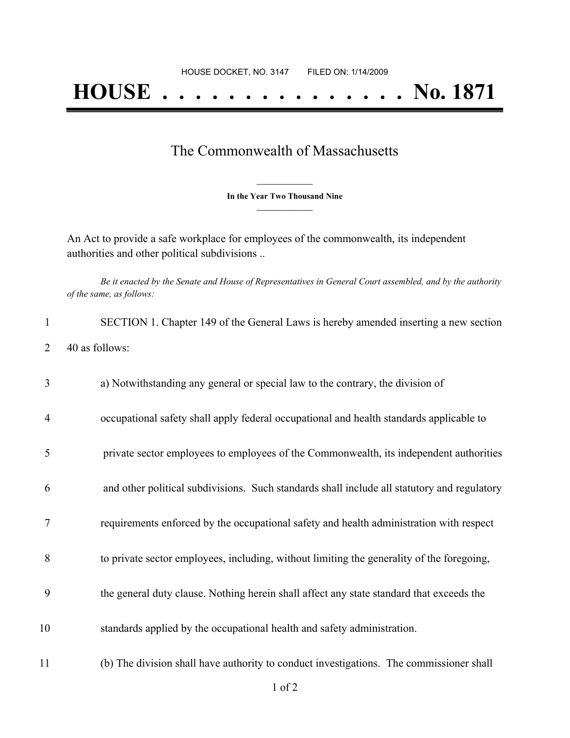HOUSE DOCKET, NO. 3147 FILED ON: 1/14/2009

# HOUSE . . . . . . . . . . . . . . . No. 1871

## The Commonwealth of Massachusetts

**In the Year Two Thousand Nine**

An Act to provide a safe workplace for employees of the commonwealth, its independent authorities and other political subdivisions ..

*Be it enacted by the Senate and House of Representatives in General Court assembled, and by the authority of the same, as follows:*

1 SECTION 1. Chapter 149 of the General Laws is hereby amended inserting a new section
2 40 as follows:

3 a) Notwithstanding any general or special law to the contrary, the division of
4 occupational safety shall apply federal occupational and health standards applicable to
5 private sector employees to employees of the Commonwealth, its independent authorities
6 and other political subdivisions. Such standards shall include all statutory and regulatory
7 requirements enforced by the occupational safety and health administration with respect
8 to private sector employees, including, without limiting the generality of the foregoing,
9 the general duty clause. Nothing herein shall affect any state standard that exceeds the
10 standards applied by the occupational health and safety administration.

11 (b) The division shall have authority to conduct investigations. The commissioner shall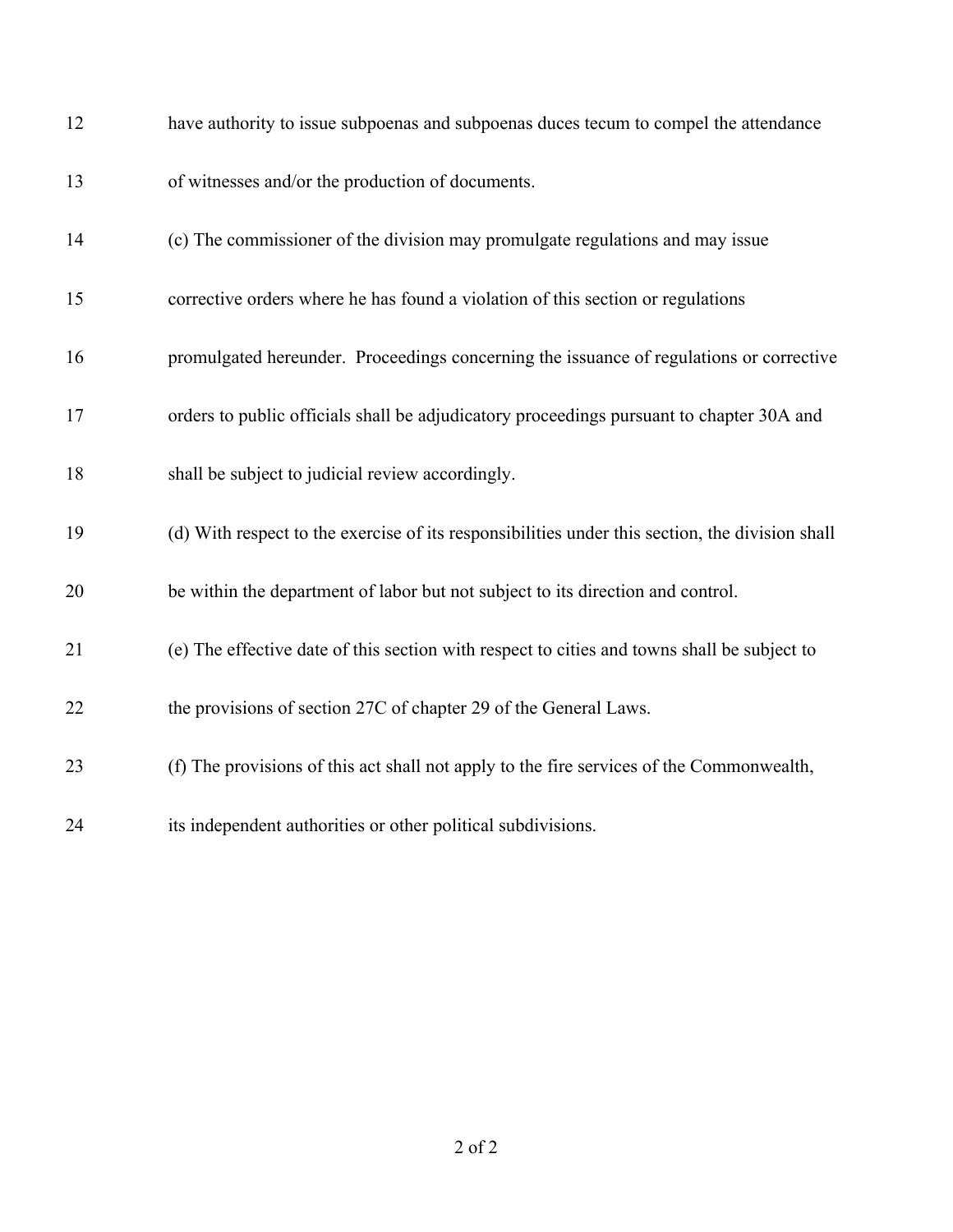have authority to issue subpoenas and subpoenas duces tecum to compel the attendance of witnesses and/or the production of documents.

(c) The commissioner of the division may promulgate regulations and may issue corrective orders where he has found a violation of this section or regulations promulgated hereunder. Proceedings concerning the issuance of regulations or corrective orders to public officials shall be adjudicatory proceedings pursuant to chapter 30A and shall be subject to judicial review accordingly.

(d) With respect to the exercise of its responsibilities under this section, the division shall be within the department of labor but not subject to its direction and control.

(e) The effective date of this section with respect to cities and towns shall be subject to the provisions of section 27C of chapter 29 of the General Laws.

(f) The provisions of this act shall not apply to the fire services of the Commonwealth, its independent authorities or other political subdivisions.